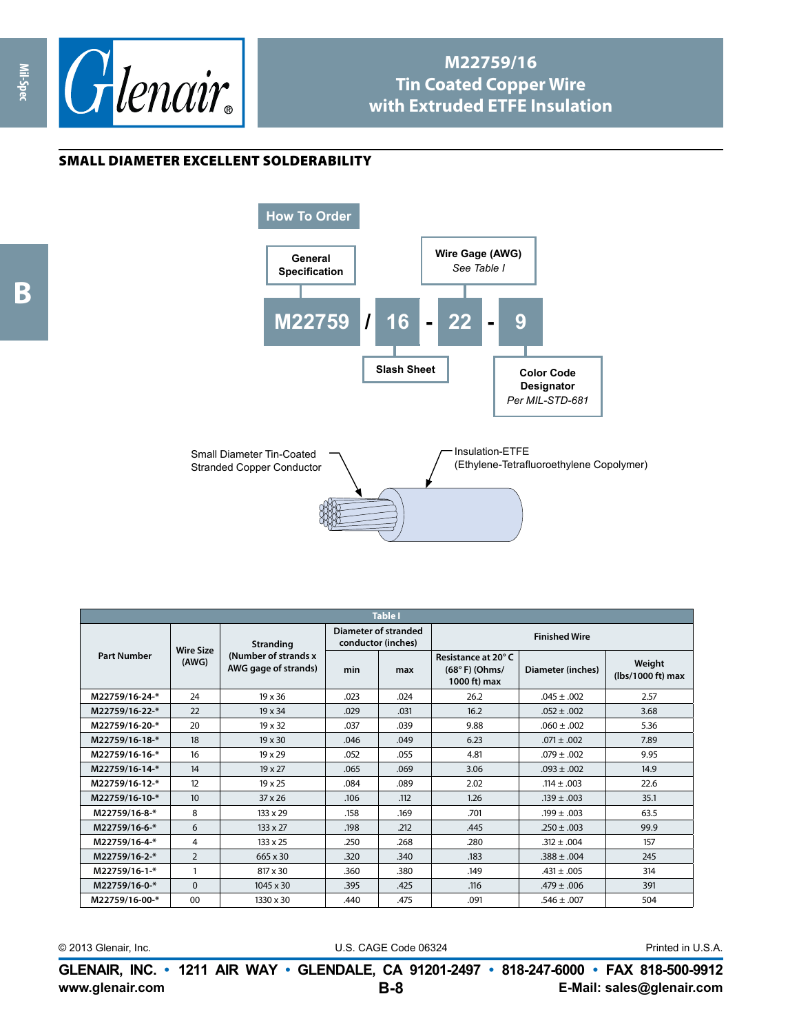# M22759/16
# Tin Coated Copper Wire with Extruded ETFE Insulation

## SMALL DIAMETER EXCELLENT SOLDERABILITY

### How To Order

| General Specification | | Slash Sheet | | Wire Gage (AWG) *See Table I* | | Color Code Designator *Per MIL-STD-681* |
|---|---|---|---|---|---|---|
| M22759 | / | 16 | - | 22 | - | 9 |

Small Diameter Tin-Coated Stranded Copper Conductor

Insulation-ETFE (Ethylene-Tetrafluoroethylene Copolymer)

**Table I**

| Part Number | Wire Size (AWG) | Stranding (Number of strands x AWG gage of strands) | Diameter of stranded conductor (inches) | | Finished Wire | | |
|---|---|---|---|---|---|---|---|
| | | | min | max | Resistance at 20° C (68° F) (Ohms/ 1000 ft) max | Diameter (inches) | Weight (lbs/1000 ft) max |
| M22759/16-24-* | 24 | 19 x 36 | .023 | .024 | 26.2 | .045 ± .002 | 2.57 |
| M22759/16-22-* | 22 | 19 x 34 | .029 | .031 | 16.2 | .052 ± .002 | 3.68 |
| M22759/16-20-* | 20 | 19 x 32 | .037 | .039 | 9.88 | .060 ± .002 | 5.36 |
| M22759/16-18-* | 18 | 19 x 30 | .046 | .049 | 6.23 | .071 ± .002 | 7.89 |
| M22759/16-16-* | 16 | 19 x 29 | .052 | .055 | 4.81 | .079 ± .002 | 9.95 |
| M22759/16-14-* | 14 | 19 x 27 | .065 | .069 | 3.06 | .093 ± .002 | 14.9 |
| M22759/16-12-* | 12 | 19 x 25 | .084 | .089 | 2.02 | .114 ± .003 | 22.6 |
| M22759/16-10-* | 10 | 37 x 26 | .106 | .112 | 1.26 | .139 ± .003 | 35.1 |
| M22759/16-8-* | 8 | 133 x 29 | .158 | .169 | .701 | .199 ± .003 | 63.5 |
| M22759/16-6-* | 6 | 133 x 27 | .198 | .212 | .445 | .250 ± .003 | 99.9 |
| M22759/16-4-* | 4 | 133 x 25 | .250 | .268 | .280 | .312 ± .004 | 157 |
| M22759/16-2-* | 2 | 665 x 30 | .320 | .340 | .183 | .388 ± .004 | 245 |
| M22759/16-1-* | 1 | 817 x 30 | .360 | .380 | .149 | .431 ± .005 | 314 |
| M22759/16-0-* | 0 | 1045 x 30 | .395 | .425 | .116 | .479 ± .006 | 391 |
| M22759/16-00-* | 00 | 1330 x 30 | .440 | .475 | .091 | .546 ± .007 | 504 |

© 2013 Glenair, Inc. U.S. CAGE Code 06324 Printed in U.S.A.

**GLENAIR, INC. • 1211 AIR WAY • GLENDALE, CA 91201-2497 • 818-247-6000 • FAX 818-500-9912**
**www.glenair.com** **E-Mail: sales@glenair.com**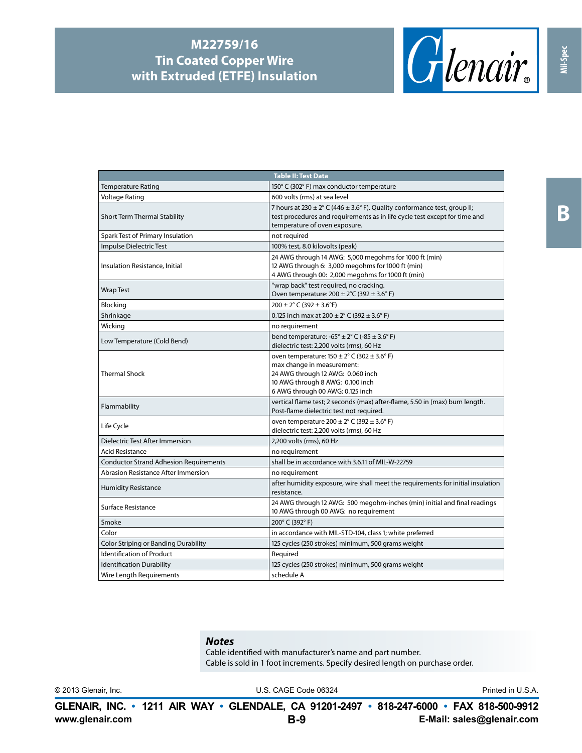# M22759/16 Tin Coated Copper Wire with Extruded (ETFE) Insulation

| Table II: Test Data | |
|---|---|
| Temperature Rating | 150° C (302° F) max conductor temperature |
| Voltage Rating | 600 volts (rms) at sea level |
| Short Term Thermal Stability | 7 hours at 230 ± 2° C (446 ± 3.6° F). Quality conformance test, group II; test procedures and requirements as in life cycle test except for time and temperature of oven exposure. |
| Spark Test of Primary Insulation | not required |
| Impulse Dielectric Test | 100% test, 8.0 kilovolts (peak) |
| Insulation Resistance, Initial | 24 AWG through 14 AWG: 5,000 megohms for 1000 ft (min)<br>12 AWG through 6: 3,000 megohms for 1000 ft (min)<br>4 AWG through 00: 2,000 megohms for 1000 ft (min) |
| Wrap Test | "wrap back" test required, no cracking.<br>Oven temperature: 200 ± 2°C (392 ± 3.6° F) |
| Blocking | 200 ± 2° C (392 ± 3.6°F) |
| Shrinkage | 0.125 inch max at 200 ± 2° C (392 ± 3.6° F) |
| Wicking | no requirement |
| Low Temperature (Cold Bend) | bend temperature: -65° ± 2° C (-85 ± 3.6° F)<br>dielectric test: 2,200 volts (rms), 60 Hz |
| Thermal Shock | oven temperature: 150 ± 2° C (302 ± 3.6° F)<br>max change in measurement:<br>24 AWG through 12 AWG: 0.060 inch<br>10 AWG through 8 AWG: 0.100 inch<br>6 AWG through 00 AWG: 0.125 inch |
| Flammability | vertical flame test; 2 seconds (max) after-flame, 5.50 in (max) burn length. Post-flame dielectric test not required. |
| Life Cycle | oven temperature 200 ± 2° C (392 ± 3.6° F)<br>dielectric test: 2,200 volts (rms), 60 Hz |
| Dielectric Test After Immersion | 2,200 volts (rms), 60 Hz |
| Acid Resistance | no requirement |
| Conductor Strand Adhesion Requirements | shall be in accordance with 3.6.11 of MIL-W-22759 |
| Abrasion Resistance After Immersion | no requirement |
| Humidity Resistance | after humidity exposure, wire shall meet the requirements for initial insulation resistance. |
| Surface Resistance | 24 AWG through 12 AWG: 500 megohm-inches (min) initial and final readings<br>10 AWG through 00 AWG: no requirement |
| Smoke | 200° C (392° F) |
| Color | in accordance with MIL-STD-104, class 1; white preferred |
| Color Striping or Banding Durability | 125 cycles (250 strokes) minimum, 500 grams weight |
| Identification of Product | Required |
| Identification Durability | 125 cycles (250 strokes) minimum, 500 grams weight |
| Wire Length Requirements | schedule A |

## *Notes*

Cable identified with manufacturer's name and part number.
Cable is sold in 1 foot increments. Specify desired length on purchase order.